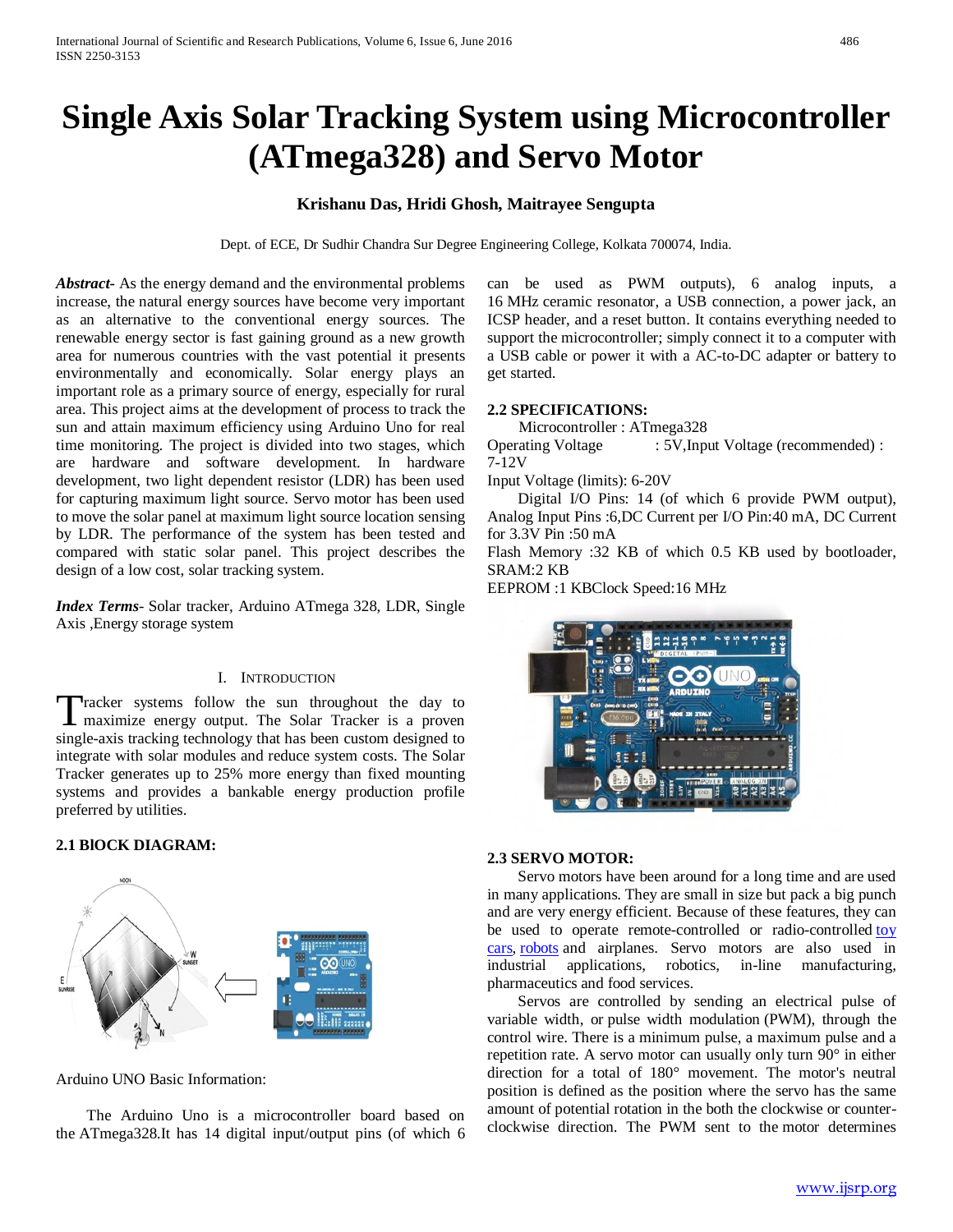# Single Axis Solar Tracking System using Microcontroller (ATmega328) and Servo Motor

**Krishanu Das, Hridi Ghosh, Maitrayee Sengupta**

Dept. of ECE, Dr Sudhir Chandra Sur Degree Engineering College, Kolkata 700074, India.

***Abstract***- As the energy demand and the environmental problems increase, the natural energy sources have become very important as an alternative to the conventional energy sources. The renewable energy sector is fast gaining ground as a new growth area for numerous countries with the vast potential it presents environmentally and economically. Solar energy plays an important role as a primary source of energy, especially for rural area. This project aims at the development of process to track the sun and attain maximum efficiency using Arduino Uno for real time monitoring. The project is divided into two stages, which are hardware and software development. In hardware development, two light dependent resistor (LDR) has been used for capturing maximum light source. Servo motor has been used to move the solar panel at maximum light source location sensing by LDR. The performance of the system has been tested and compared with static solar panel. This project describes the design of a low cost, solar tracking system.

***Index Terms***- Solar tracker, Arduino ATmega 328, LDR, Single Axis ,Energy storage system

## I. Introduction

Tracker systems follow the sun throughout the day to maximize energy output. The Solar Tracker is a proven single-axis tracking technology that has been custom designed to integrate with solar modules and reduce system costs. The Solar Tracker generates up to 25% more energy than fixed mounting systems and provides a bankable energy production profile preferred by utilities.

### 2.1 BlOCK DIAGRAM:

Arduino UNO Basic Information:

The Arduino Uno is a microcontroller board based on the ATmega328.It has 14 digital input/output pins (of which 6 can be used as PWM outputs), 6 analog inputs, a 16 MHz ceramic resonator, a USB connection, a power jack, an ICSP header, and a reset button. It contains everything needed to support the microcontroller; simply connect it to a computer with a USB cable or power it with a AC-to-DC adapter or battery to get started.

### 2.2 SPECIFICATIONS:

Microcontroller : ATmega328
Operating Voltage : 5V,Input Voltage (recommended) : 7-12V
Input Voltage (limits): 6-20V
Digital I/O Pins: 14 (of which 6 provide PWM output), Analog Input Pins :6,DC Current per I/O Pin:40 mA, DC Current for 3.3V Pin :50 mA
Flash Memory :32 KB of which 0.5 KB used by bootloader, SRAM:2 KB
EEPROM :1 KBClock Speed:16 MHz

### 2.3 SERVO MOTOR:

Servo motors have been around for a long time and are used in many applications. They are small in size but pack a big punch and are very energy efficient. Because of these features, they can be used to operate remote-controlled or radio-controlled toy cars, robots and airplanes. Servo motors are also used in industrial applications, robotics, in-line manufacturing, pharmaceutics and food services.

Servos are controlled by sending an electrical pulse of variable width, or pulse width modulation (PWM), through the control wire. There is a minimum pulse, a maximum pulse and a repetition rate. A servo motor can usually only turn 90° in either direction for a total of 180° movement. The motor's neutral position is defined as the position where the servo has the same amount of potential rotation in the both the clockwise or counter-clockwise direction. The PWM sent to the motor determines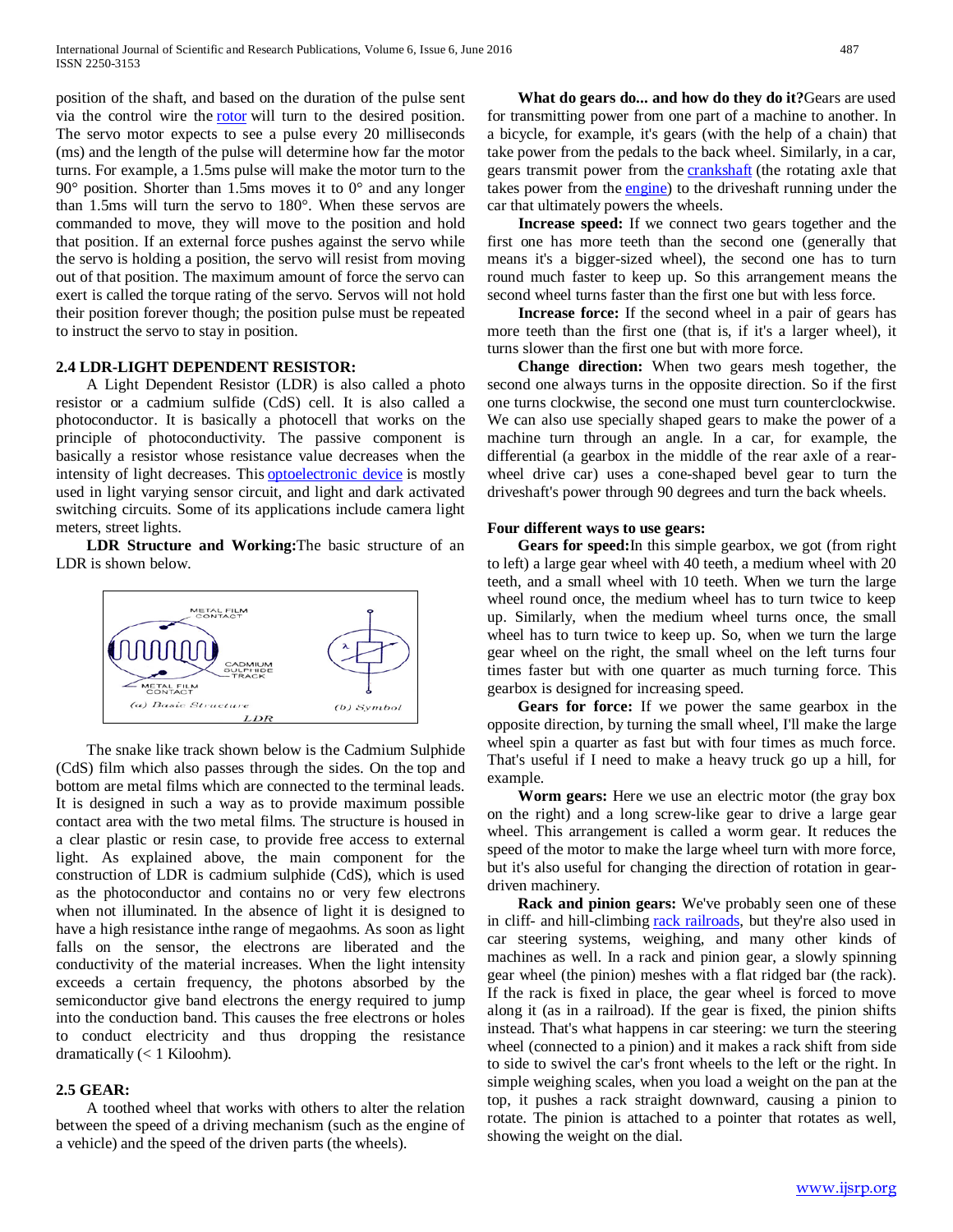position of the shaft, and based on the duration of the pulse sent via the control wire the rotor will turn to the desired position. The servo motor expects to see a pulse every 20 milliseconds (ms) and the length of the pulse will determine how far the motor turns. For example, a 1.5ms pulse will make the motor turn to the 90° position. Shorter than 1.5ms moves it to 0° and any longer than 1.5ms will turn the servo to 180°. When these servos are commanded to move, they will move to the position and hold that position. If an external force pushes against the servo while the servo is holding a position, the servo will resist from moving out of that position. The maximum amount of force the servo can exert is called the torque rating of the servo. Servos will not hold their position forever though; the position pulse must be repeated to instruct the servo to stay in position.

### 2.4 LDR-LIGHT DEPENDENT RESISTOR:

A Light Dependent Resistor (LDR) is also called a photo resistor or a cadmium sulfide (CdS) cell. It is also called a photoconductor. It is basically a photocell that works on the principle of photoconductivity. The passive component is basically a resistor whose resistance value decreases when the intensity of light decreases. This optoelectronic device is mostly used in light varying sensor circuit, and light and dark activated switching circuits. Some of its applications include camera light meters, street lights.

**LDR Structure and Working:** The basic structure of an LDR is shown below.

METAL FILM CONTACT
CADMIUM SULPHIDE TRACK
METAL FILM CONTACT
(a) Basic Structure
(b) Symbol
LDR

The snake like track shown below is the Cadmium Sulphide (CdS) film which also passes through the sides. On the top and bottom are metal films which are connected to the terminal leads. It is designed in such a way as to provide maximum possible contact area with the two metal films. The structure is housed in a clear plastic or resin case, to provide free access to external light. As explained above, the main component for the construction of LDR is cadmium sulphide (CdS), which is used as the photoconductor and contains no or very few electrons when not illuminated. In the absence of light it is designed to have a high resistance inthe range of megaohms. As soon as light falls on the sensor, the electrons are liberated and the conductivity of the material increases. When the light intensity exceeds a certain frequency, the photons absorbed by the semiconductor give band electrons the energy required to jump into the conduction band. This causes the free electrons or holes to conduct electricity and thus dropping the resistance dramatically (< 1 Kiloohm).

### 2.5 GEAR:

A toothed wheel that works with others to alter the relation between the speed of a driving mechanism (such as the engine of a vehicle) and the speed of the driven parts (the wheels).

**What do gears do... and how do they do it?** Gears are used for transmitting power from one part of a machine to another. In a bicycle, for example, it's gears (with the help of a chain) that take power from the pedals to the back wheel. Similarly, in a car, gears transmit power from the crankshaft (the rotating axle that takes power from the engine) to the driveshaft running under the car that ultimately powers the wheels.

**Increase speed:** If we connect two gears together and the first one has more teeth than the second one (generally that means it's a bigger-sized wheel), the second one has to turn round much faster to keep up. So this arrangement means the second wheel turns faster than the first one but with less force.

**Increase force:** If the second wheel in a pair of gears has more teeth than the first one (that is, if it's a larger wheel), it turns slower than the first one but with more force.

**Change direction:** When two gears mesh together, the second one always turns in the opposite direction. So if the first one turns clockwise, the second one must turn counterclockwise. We can also use specially shaped gears to make the power of a machine turn through an angle. In a car, for example, the differential (a gearbox in the middle of the rear axle of a rear-wheel drive car) uses a cone-shaped bevel gear to turn the driveshaft's power through 90 degrees and turn the back wheels.

**Four different ways to use gears:**

**Gears for speed:** In this simple gearbox, we got (from right to left) a large gear wheel with 40 teeth, a medium wheel with 20 teeth, and a small wheel with 10 teeth. When we turn the large wheel round once, the medium wheel has to turn twice to keep up. Similarly, when the medium wheel turns once, the small wheel has to turn twice to keep up. So, when we turn the large gear wheel on the right, the small wheel on the left turns four times faster but with one quarter as much turning force. This gearbox is designed for increasing speed.

**Gears for force:** If we power the same gearbox in the opposite direction, by turning the small wheel, I'll make the large wheel spin a quarter as fast but with four times as much force. That's useful if I need to make a heavy truck go up a hill, for example.

**Worm gears:** Here we use an electric motor (the gray box on the right) and a long screw-like gear to drive a large gear wheel. This arrangement is called a worm gear. It reduces the speed of the motor to make the large wheel turn with more force, but it's also useful for changing the direction of rotation in gear-driven machinery.

**Rack and pinion gears:** We've probably seen one of these in cliff- and hill-climbing rack railroads, but they're also used in car steering systems, weighing, and many other kinds of machines as well. In a rack and pinion gear, a slowly spinning gear wheel (the pinion) meshes with a flat ridged bar (the rack). If the rack is fixed in place, the gear wheel is forced to move along it (as in a railroad). If the gear is fixed, the pinion shifts instead. That's what happens in car steering: we turn the steering wheel (connected to a pinion) and it makes a rack shift from side to side to swivel the car's front wheels to the left or the right. In simple weighing scales, when you load a weight on the pan at the top, it pushes a rack straight downward, causing a pinion to rotate. The pinion is attached to a pointer that rotates as well, showing the weight on the dial.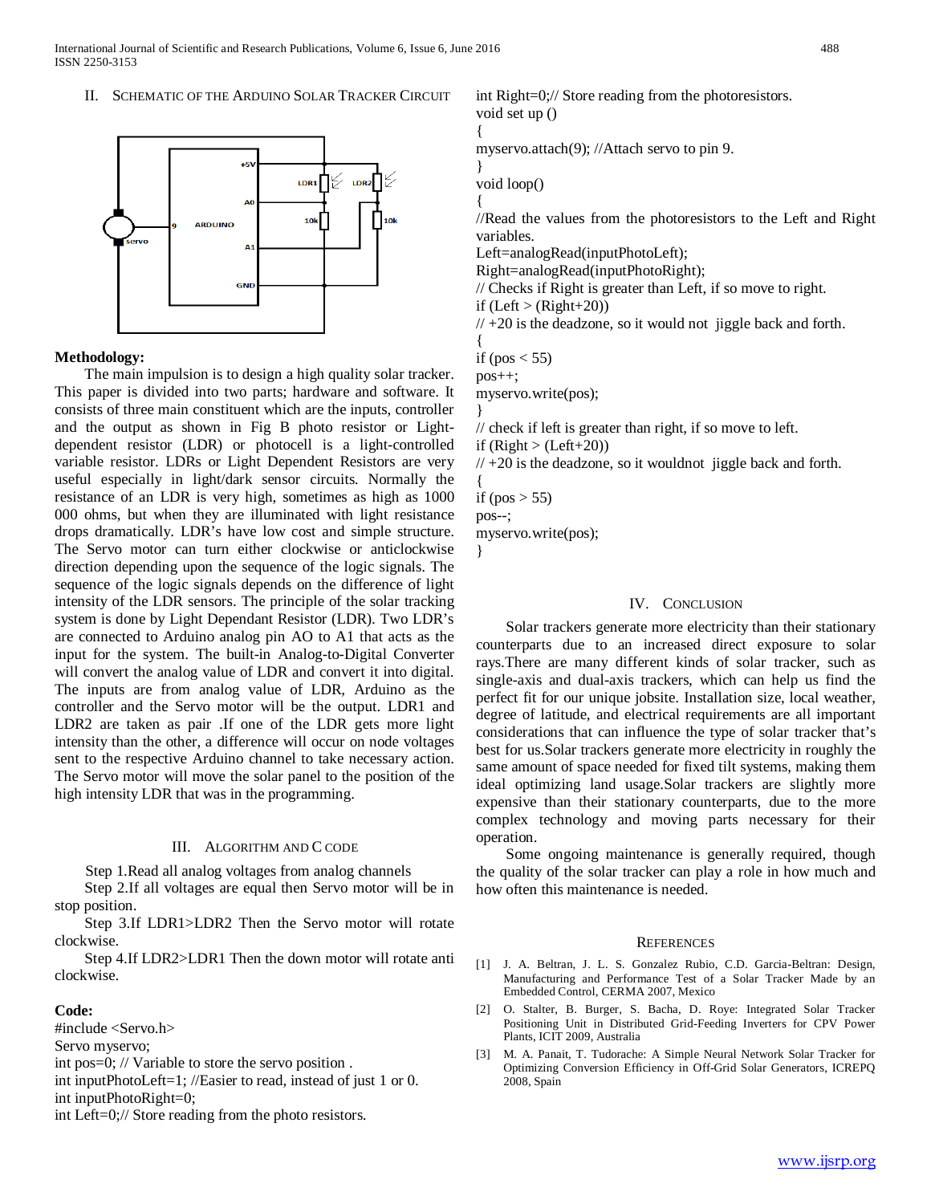## II. SCHEMATIC OF THE ARDUINO SOLAR TRACKER CIRCUIT

**Methodology:**

The main impulsion is to design a high quality solar tracker. This paper is divided into two parts; hardware and software. It consists of three main constituent which are the inputs, controller and the output as shown in Fig B photo resistor or Light-dependent resistor (LDR) or photocell is a light-controlled variable resistor. LDRs or Light Dependent Resistors are very useful especially in light/dark sensor circuits. Normally the resistance of an LDR is very high, sometimes as high as 1000 000 ohms, but when they are illuminated with light resistance drops dramatically. LDR's have low cost and simple structure. The Servo motor can turn either clockwise or anticlockwise direction depending upon the sequence of the logic signals. The sequence of the logic signals depends on the difference of light intensity of the LDR sensors. The principle of the solar tracking system is done by Light Dependant Resistor (LDR). Two LDR's are connected to Arduino analog pin AO to A1 that acts as the input for the system. The built-in Analog-to-Digital Converter will convert the analog value of LDR and convert it into digital. The inputs are from analog value of LDR, Arduino as the controller and the Servo motor will be the output. LDR1 and LDR2 are taken as pair .If one of the LDR gets more light intensity than the other, a difference will occur on node voltages sent to the respective Arduino channel to take necessary action. The Servo motor will move the solar panel to the position of the high intensity LDR that was in the programming.

## III. ALGORITHM AND C CODE

Step 1.Read all analog voltages from analog channels

Step 2.If all voltages are equal then Servo motor will be in stop position.

Step 3.If LDR1>LDR2 Then the Servo motor will rotate clockwise.

Step 4.If LDR2>LDR1 Then the down motor will rotate anti clockwise.

**Code:**

```
#include <Servo.h>
Servo myservo;
int pos=0; // Variable to store the servo position .
int inputPhotoLeft=1; //Easier to read, instead of just 1 or 0.
int inputPhotoRight=0;
int Left=0;// Store reading from the photo resistors.
int Right=0;// Store reading from the photoresistors.
void set up ()
{
myservo.attach(9); //Attach servo to pin 9.
}
void loop()
{
//Read the values from the photoresistors to the Left and Right variables.
Left=analogRead(inputPhotoLeft);
Right=analogRead(inputPhotoRight);
// Checks if Right is greater than Left, if so move to right.
if (Left > (Right+20))
// +20 is the deadzone, so it would not  jiggle back and forth.
{
if (pos < 55)
pos++;
myservo.write(pos);
}
// check if left is greater than right, if so move to left.
if (Right > (Left+20))
// +20 is the deadzone, so it wouldnot  jiggle back and forth.
{
if (pos > 55)
pos--;
myservo.write(pos);
}
```

## IV. CONCLUSION

Solar trackers generate more electricity than their stationary counterparts due to an increased direct exposure to solar rays.There are many different kinds of solar tracker, such as single-axis and dual-axis trackers, which can help us find the perfect fit for our unique jobsite. Installation size, local weather, degree of latitude, and electrical requirements are all important considerations that can influence the type of solar tracker that's best for us.Solar trackers generate more electricity in roughly the same amount of space needed for fixed tilt systems, making them ideal optimizing land usage.Solar trackers are slightly more expensive than their stationary counterparts, due to the more complex technology and moving parts necessary for their operation.

Some ongoing maintenance is generally required, though the quality of the solar tracker can play a role in how much and how often this maintenance is needed.

## REFERENCES

[1] J. A. Beltran, J. L. S. Gonzalez Rubio, C.D. Garcia-Beltran: Design, Manufacturing and Performance Test of a Solar Tracker Made by an Embedded Control, CERMA 2007, Mexico

[2] O. Stalter, B. Burger, S. Bacha, D. Roye: Integrated Solar Tracker Positioning Unit in Distributed Grid-Feeding Inverters for CPV Power Plants, ICIT 2009, Australia

[3] M. A. Panait, T. Tudorache: A Simple Neural Network Solar Tracker for Optimizing Conversion Efficiency in Off-Grid Solar Generators, ICREPQ 2008, Spain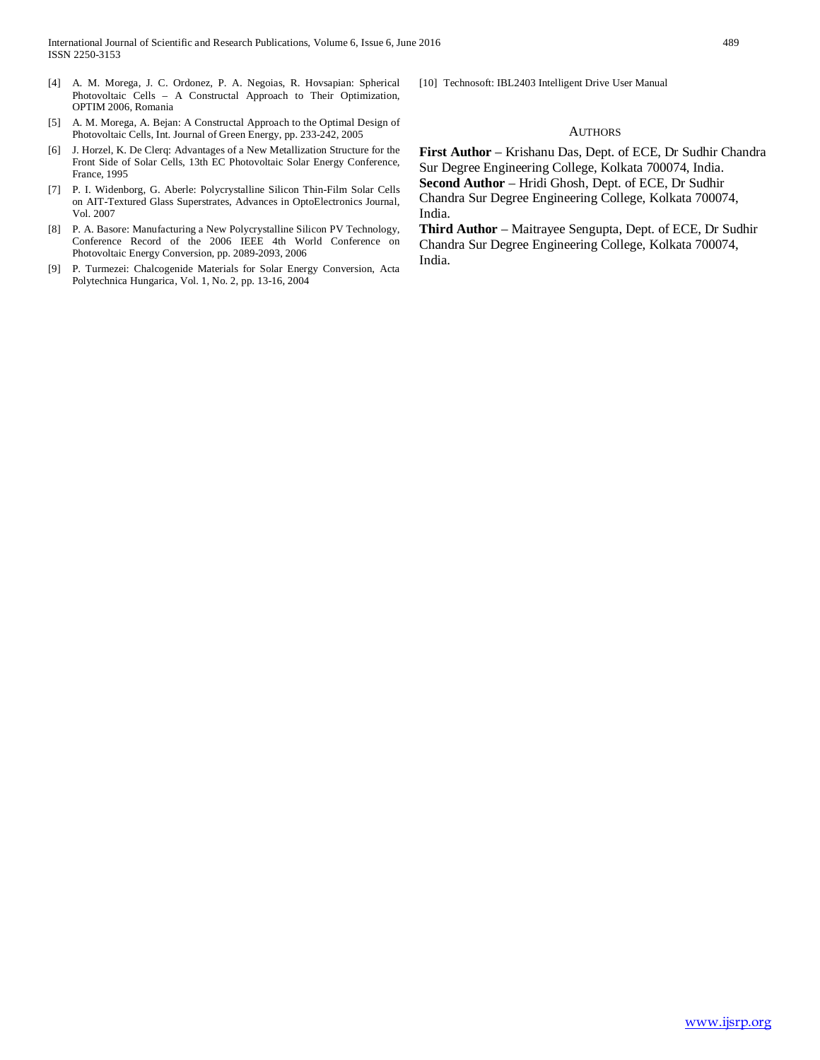[4] A. M. Morega, J. C. Ordonez, P. A. Negoias, R. Hovsapian: Spherical Photovoltaic Cells – A Constructal Approach to Their Optimization, OPTIM 2006, Romania

[5] A. M. Morega, A. Bejan: A Constructal Approach to the Optimal Design of Photovoltaic Cells, Int. Journal of Green Energy, pp. 233-242, 2005

[6] J. Horzel, K. De Clerq: Advantages of a New Metallization Structure for the Front Side of Solar Cells, 13th EC Photovoltaic Solar Energy Conference, France, 1995

[7] P. I. Widenborg, G. Aberle: Polycrystalline Silicon Thin-Film Solar Cells on AIT-Textured Glass Superstrates, Advances in OptoElectronics Journal, Vol. 2007

[8] P. A. Basore: Manufacturing a New Polycrystalline Silicon PV Technology, Conference Record of the 2006 IEEE 4th World Conference on Photovoltaic Energy Conversion, pp. 2089-2093, 2006

[9] P. Turmezei: Chalcogenide Materials for Solar Energy Conversion, Acta Polytechnica Hungarica, Vol. 1, No. 2, pp. 13-16, 2004

[10] Technosoft: IBL2403 Intelligent Drive User Manual

## AUTHORS

**First Author** – Krishanu Das, Dept. of ECE, Dr Sudhir Chandra Sur Degree Engineering College, Kolkata 700074, India.
**Second Author** – Hridi Ghosh, Dept. of ECE, Dr Sudhir Chandra Sur Degree Engineering College, Kolkata 700074, India.
**Third Author** – Maitrayee Sengupta, Dept. of ECE, Dr Sudhir Chandra Sur Degree Engineering College, Kolkata 700074, India.